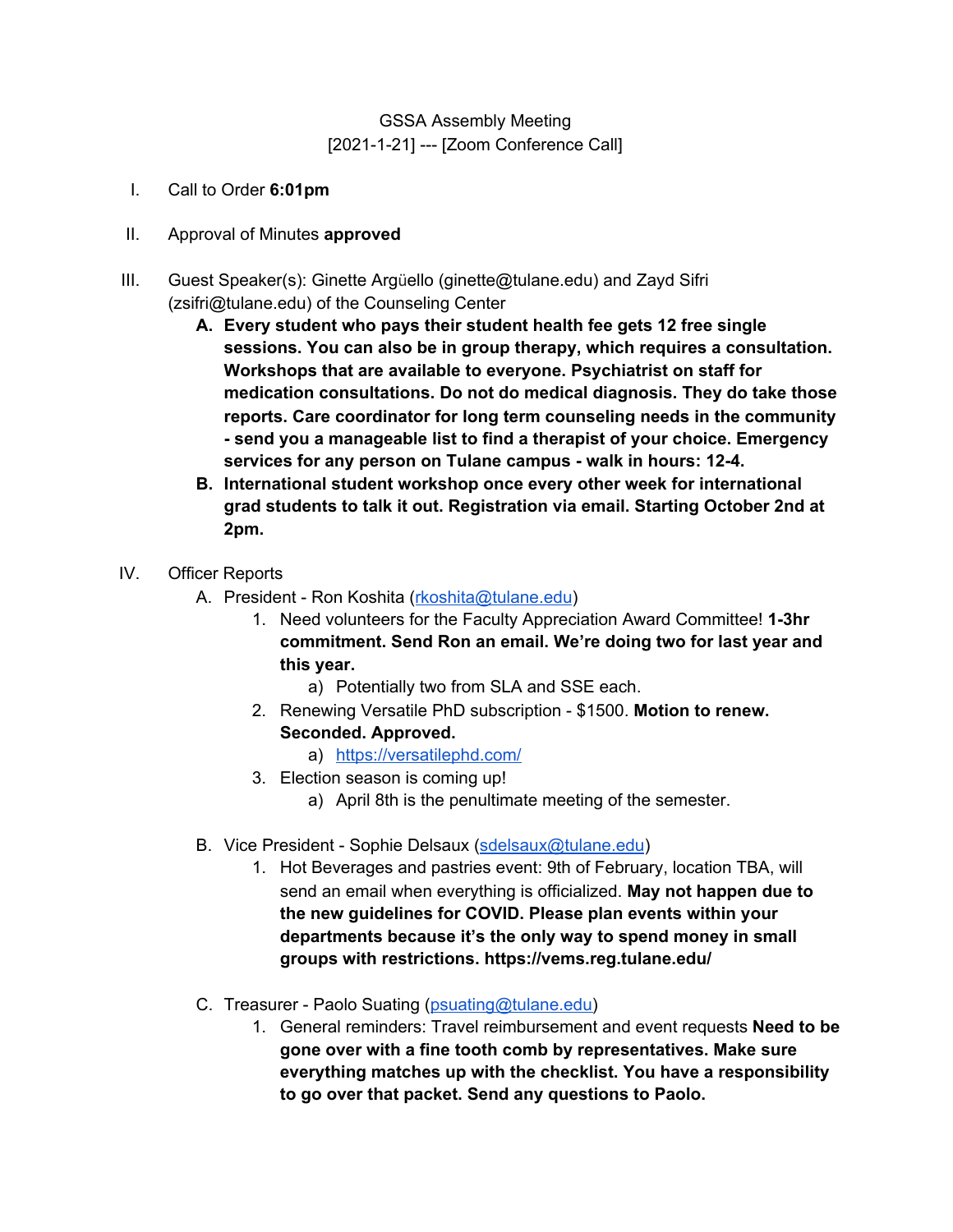GSSA Assembly Meeting
[2021-1-21] --- [Zoom Conference Call]

I. Call to Order **6:01pm**

II. Approval of Minutes **approved**

III. Guest Speaker(s): Ginette Argüello (ginette@tulane.edu) and Zayd Sifri (zsifri@tulane.edu) of the Counseling Center

   A. **Every student who pays their student health fee gets 12 free single sessions. You can also be in group therapy, which requires a consultation. Workshops that are available to everyone. Psychiatrist on staff for medication consultations. Do not do medical diagnosis. They do take those reports. Care coordinator for long term counseling needs in the community - send you a manageable list to find a therapist of your choice. Emergency services for any person on Tulane campus - walk in hours: 12-4.**

   B. **International student workshop once every other week for international grad students to talk it out. Registration via email. Starting October 2nd at 2pm.**

IV. Officer Reports

   A. President - Ron Koshita (rkoshita@tulane.edu)

      1. Need volunteers for the Faculty Appreciation Award Committee! **1-3hr commitment. Send Ron an email. We're doing two for last year and this year.**

         a) Potentially two from SLA and SSE each.

      2. Renewing Versatile PhD subscription - $1500. **Motion to renew. Seconded. Approved.**

         a) https://versatilephd.com/

      3. Election season is coming up!

         a) April 8th is the penultimate meeting of the semester.

   B. Vice President - Sophie Delsaux (sdelsaux@tulane.edu)

      1. Hot Beverages and pastries event: 9th of February, location TBA, will send an email when everything is officialized. **May not happen due to the new guidelines for COVID. Please plan events within your departments because it's the only way to spend money in small groups with restrictions. https://vems.reg.tulane.edu/**

   C. Treasurer - Paolo Suating (psuating@tulane.edu)

      1. General reminders: Travel reimbursement and event requests **Need to be gone over with a fine tooth comb by representatives. Make sure everything matches up with the checklist. You have a responsibility to go over that packet. Send any questions to Paolo.**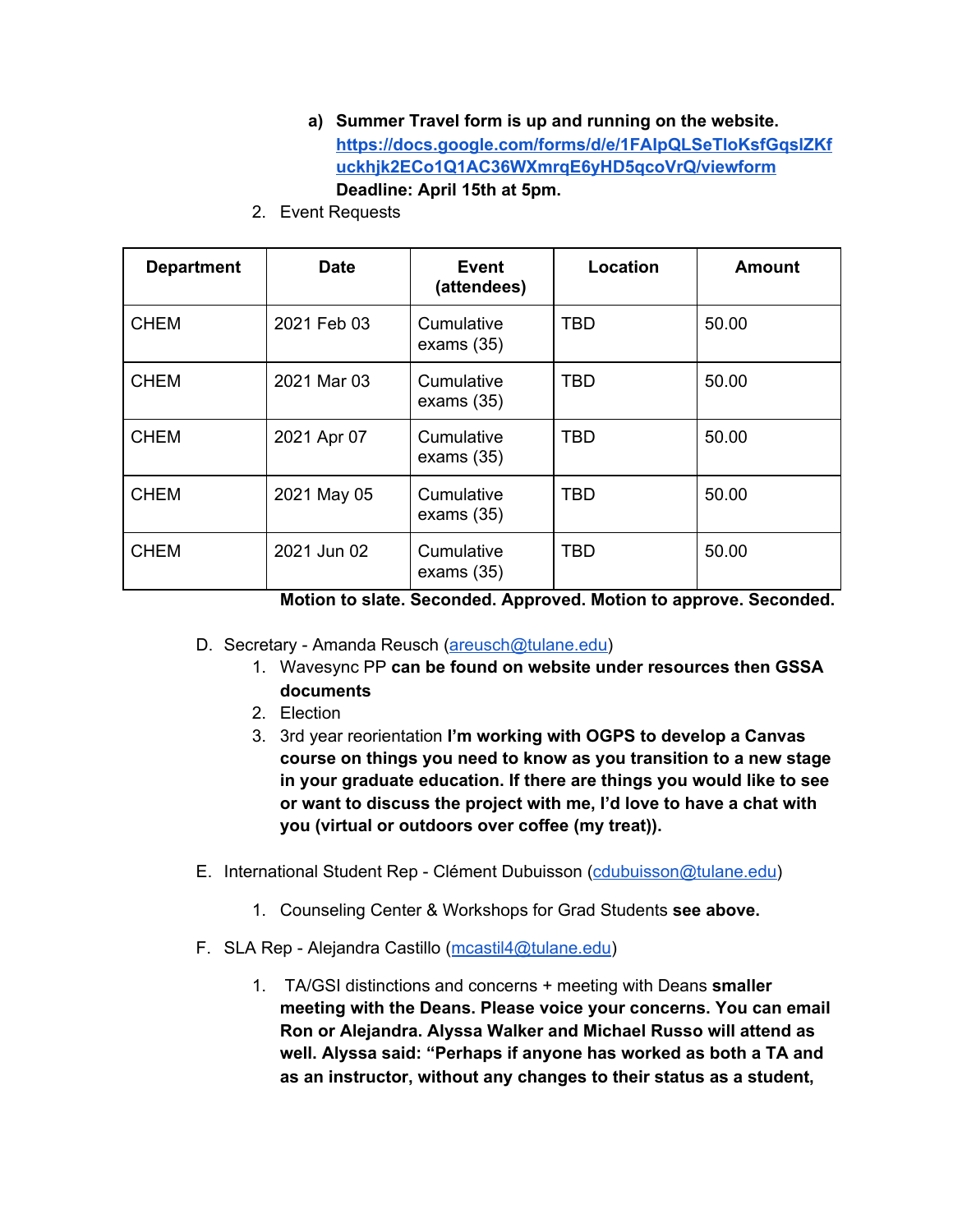a) **Summer Travel form is up and running on the website.** [**https://docs.google.com/forms/d/e/1FAIpQLSeTIoKsfGqslZKfuckhjk2ECo1Q1AC36WXmrqE6yHD5qcoVrQ/viewform**](https://docs.google.com/forms/d/e/1FAIpQLSeTIoKsfGqslZKfuckhjk2ECo1Q1AC36WXmrqE6yHD5qcoVrQ/viewform) **Deadline: April 15th at 5pm.**

2. Event Requests

| Department | Date | Event (attendees) | Location | Amount |
|---|---|---|---|---|
| CHEM | 2021 Feb 03 | Cumulative exams (35) | TBD | 50.00 |
| CHEM | 2021 Mar 03 | Cumulative exams (35) | TBD | 50.00 |
| CHEM | 2021 Apr 07 | Cumulative exams (35) | TBD | 50.00 |
| CHEM | 2021 May 05 | Cumulative exams (35) | TBD | 50.00 |
| CHEM | 2021 Jun 02 | Cumulative exams (35) | TBD | 50.00 |

**Motion to slate. Seconded. Approved. Motion to approve. Seconded.**

D. Secretary - Amanda Reusch (areusch@tulane.edu)
   1. Wavesync PP **can be found on website under resources then GSSA documents**
   2. Election
   3. 3rd year reorientation **I'm working with OGPS to develop a Canvas course on things you need to know as you transition to a new stage in your graduate education. If there are things you would like to see or want to discuss the project with me, I'd love to have a chat with you (virtual or outdoors over coffee (my treat)).**

E. International Student Rep - Clément Dubuisson (cdubuisson@tulane.edu)
   1. Counseling Center & Workshops for Grad Students **see above.**

F. SLA Rep - Alejandra Castillo (mcastil4@tulane.edu)
   1. TA/GSI distinctions and concerns + meeting with Deans **smaller meeting with the Deans. Please voice your concerns. You can email Ron or Alejandra. Alyssa Walker and Michael Russo will attend as well. Alyssa said: "Perhaps if anyone has worked as both a TA and as an instructor, without any changes to their status as a student,**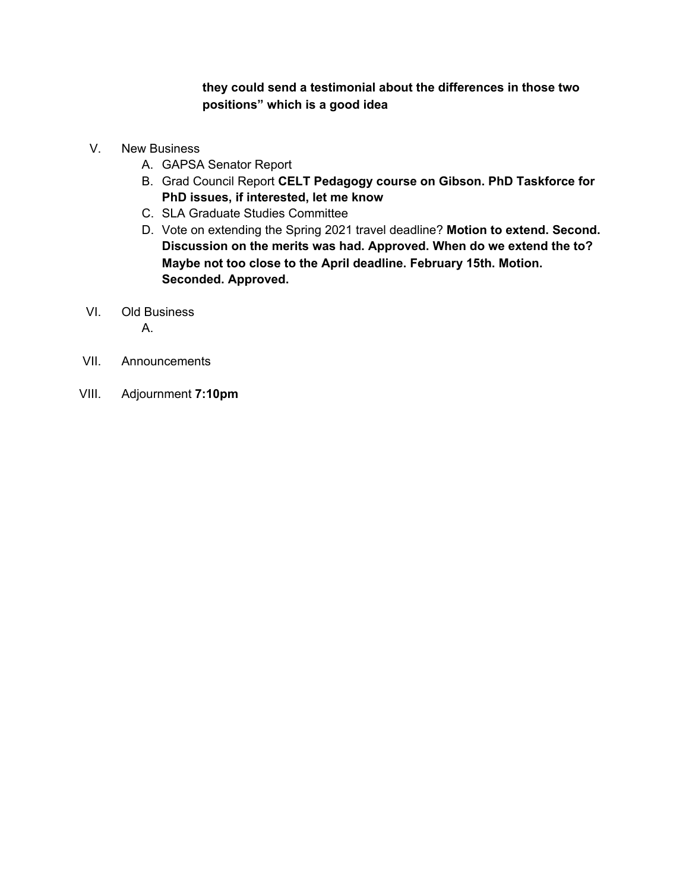**they could send a testimonial about the differences in those two positions" which is a good idea**

V. New Business
   A. GAPSA Senator Report
   B. Grad Council Report **CELT Pedagogy course on Gibson. PhD Taskforce for PhD issues, if interested, let me know**
   C. SLA Graduate Studies Committee
   D. Vote on extending the Spring 2021 travel deadline? **Motion to extend. Second. Discussion on the merits was had. Approved. When do we extend the to? Maybe not too close to the April deadline. February 15th. Motion. Seconded. Approved.**

VI. Old Business
   A.

VII. Announcements

VIII. Adjournment **7:10pm**